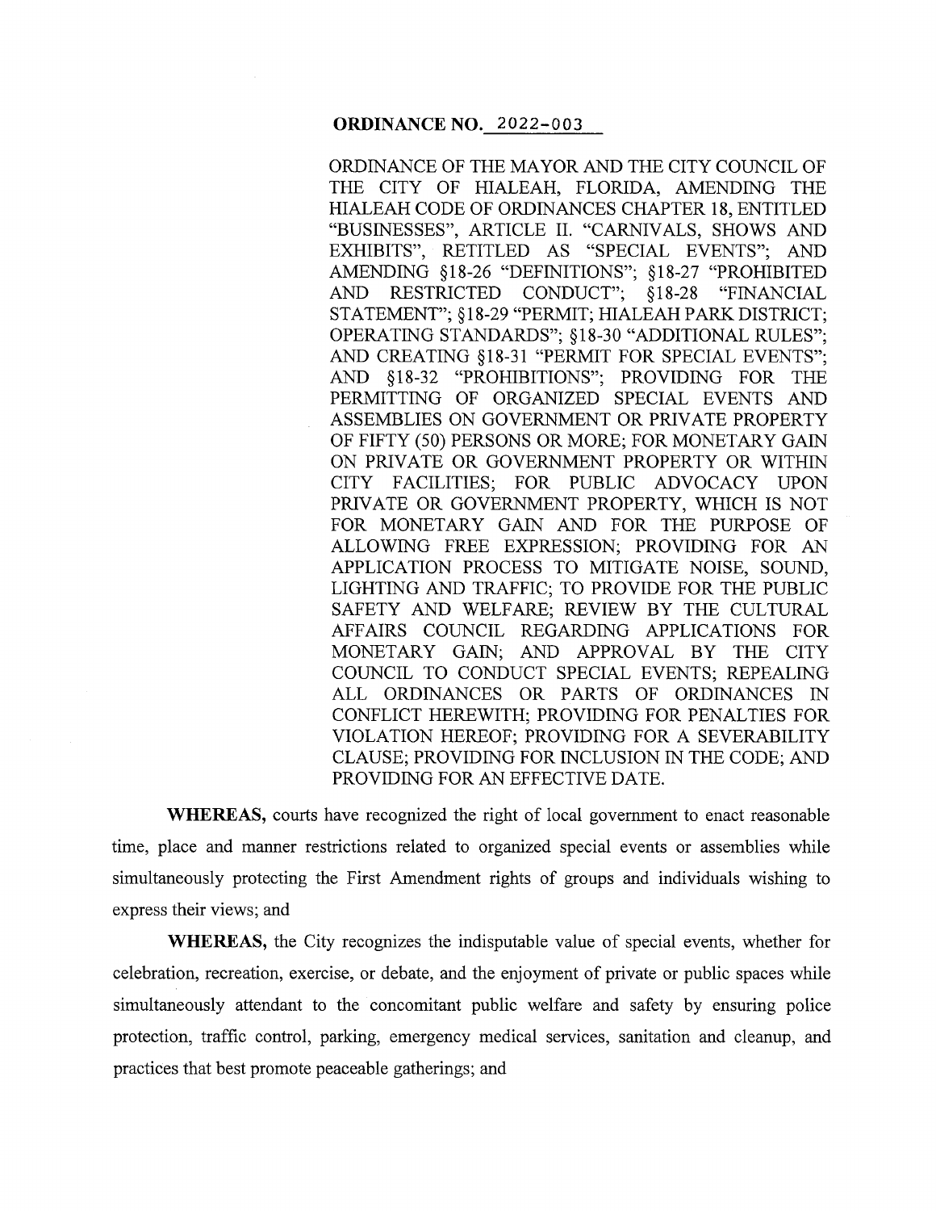**ORDINANCE NO. 2022-003**

ORDINANCE OF THE MAYOR AND THE CITY COUNCIL OF THE CITY OF HIALEAH, FLORIDA, AMENDING THE HIALEAH CODE OF ORDINANCES CHAPTER 18, ENTITLED "BUSINESSES", ARTICLE II. "CARNIVALS, SHOWS AND EXHIBITS", RETITLED AS "SPECIAL EVENTS"; AND AMENDING §18-26 "DEFINITIONS"; §18-27 "PROHIBITED AND RESTRICTED CONDUCT"; §18-28 "FINANCIAL STATEMENT"; §18-29 "PERMIT; HIALEAH PARK DISTRICT; OPERATING STANDARDS"; §18-30 "ADDITIONAL RULES"; AND CREATING §18-31 "PERMIT FOR SPECIAL EVENTS"; AND §18-32 "PROHIBITIONS"; PROVIDING FOR THE PERMITTING OF ORGANIZED SPECIAL EVENTS AND ASSEMBLIES ON GOVERNMENT OR PRIVATE PROPERTY OF FIFTY (50) PERSONS OR MORE; FOR MONETARY GAIN ON PRIVATE OR GOVERNMENT PROPERTY OR WITHIN CITY FACILITIES; FOR PUBLIC ADVOCACY UPON PRIVATE OR GOVERNMENT PROPERTY, WHICH IS NOT FOR MONETARY GAIN AND FOR THE PURPOSE OF ALLOWING FREE EXPRESSION; PROVIDING FOR AN APPLICATION PROCESS TO MITIGATE NOISE, SOUND, LIGHTING AND TRAFFIC; TO PROVIDE FOR THE PUBLIC SAFETY AND WELFARE; REVIEW BY THE CULTURAL AFFAIRS COUNCIL REGARDING APPLICATIONS FOR MONETARY GAIN; AND APPROVAL BY THE CITY COUNCIL TO CONDUCT SPECIAL EVENTS; REPEALING ALL ORDINANCES OR PARTS OF ORDINANCES IN CONFLICT HEREWITH; PROVIDING FOR PENALTIES FOR VIOLATION HEREOF; PROVIDING FOR A SEVERABILITY CLAUSE; PROVIDING FOR INCLUSION IN THE CODE; AND PROVIDING FOR AN EFFECTIVE DATE.

**WHEREAS,** courts have recognized the right of local government to enact reasonable time, place and manner restrictions related to organized special events or assemblies while simultaneously protecting the First Amendment rights of groups and individuals wishing to express their views; and

**WHEREAS,** the City recognizes the indisputable value of special events, whether for celebration, recreation, exercise, or debate, and the enjoyment of private or public spaces while simultaneously attendant to the concomitant public welfare and safety by ensuring police protection, traffic control, parking, emergency medical services, sanitation and cleanup, and practices that best promote peaceable gatherings; and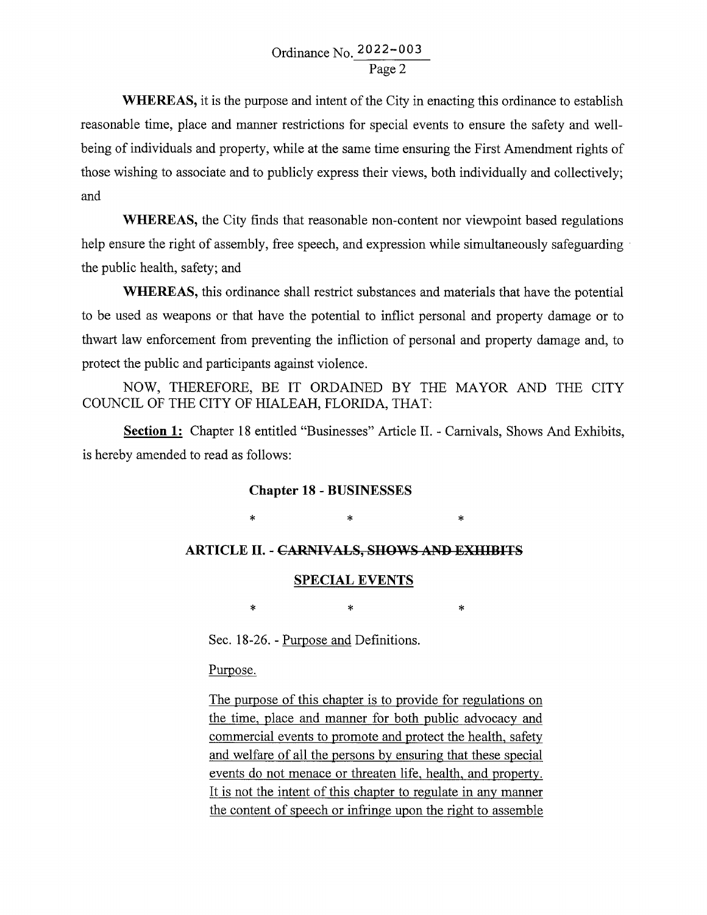**WHEREAS,** it is the purpose and intent of the City in enacting this ordinance to establish reasonable time, place and manner restrictions for special events to ensure the safety and well-being of individuals and property, while at the same time ensuring the First Amendment rights of those wishing to associate and to publicly express their views, both individually and collectively; and

**WHEREAS,** the City finds that reasonable non-content nor viewpoint based regulations help ensure the right of assembly, free speech, and expression while simultaneously safeguarding the public health, safety; and

**WHEREAS,** this ordinance shall restrict substances and materials that have the potential to be used as weapons or that have the potential to inflict personal and property damage or to thwart law enforcement from preventing the infliction of personal and property damage and, to protect the public and participants against violence.

NOW, THEREFORE, BE IT ORDAINED BY THE MAYOR AND THE CITY COUNCIL OF THE CITY OF HIALEAH, FLORIDA, THAT:

**<u>Section 1:</u>** Chapter 18 entitled "Businesses" Article II. - Carnivals, Shows And Exhibits, is hereby amended to read as follows:

**Chapter 18 - BUSINESSES**

\* \* \*

**ARTICLE II. - ~~CARNIVALS, SHOWS AND EXHIBITS~~**

**<u>SPECIAL EVENTS</u>**

\* \* \*

Sec. 18-26. - <u>Purpose and</u> Definitions.

<u>Purpose.</u>

<u>The purpose of this chapter is to provide for regulations on the time, place and manner for both public advocacy and commercial events to promote and protect the health, safety and welfare of all the persons by ensuring that these special events do not menace or threaten life, health, and property. It is not the intent of this chapter to regulate in any manner the content of speech or infringe upon the right to assemble</u>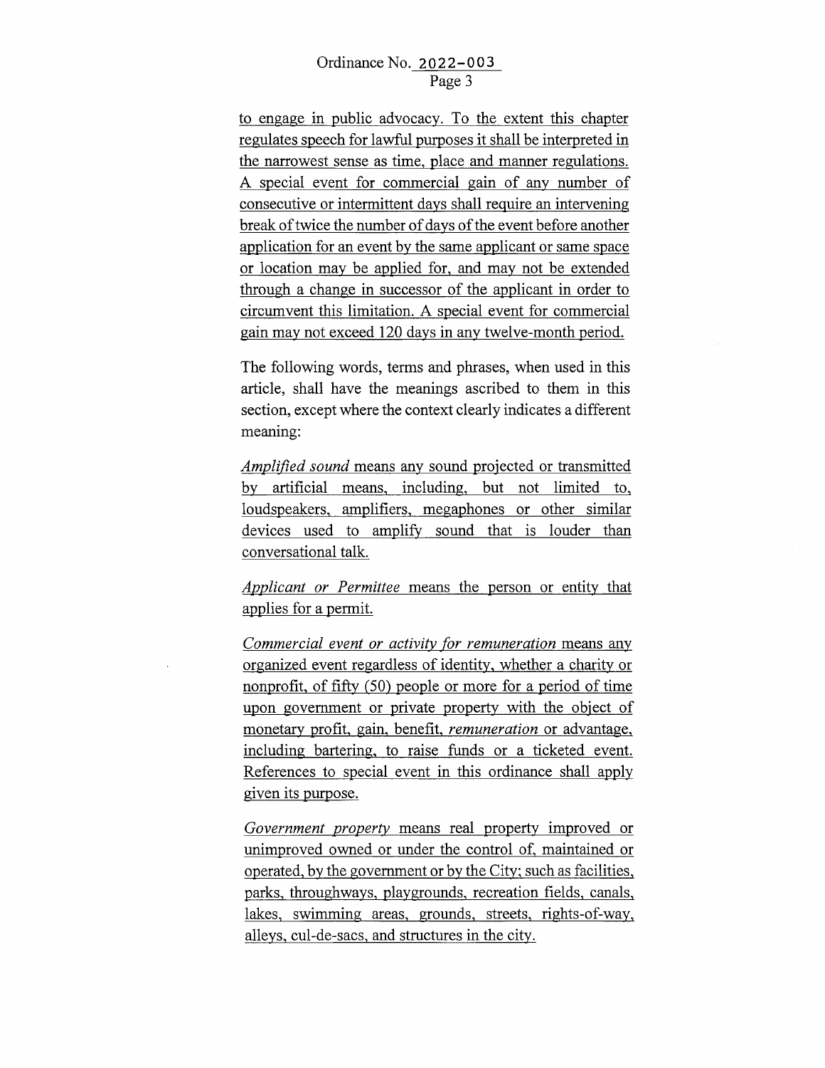to engage in public advocacy. To the extent this chapter regulates speech for lawful purposes it shall be interpreted in the narrowest sense as time, place and manner regulations. A special event for commercial gain of any number of consecutive or intermittent days shall require an intervening break of twice the number of days of the event before another application for an event by the same applicant or same space or location may be applied for, and may not be extended through a change in successor of the applicant in order to circumvent this limitation. A special event for commercial gain may not exceed 120 days in any twelve-month period.

The following words, terms and phrases, when used in this article, shall have the meanings ascribed to them in this section, except where the context clearly indicates a different meaning:

*Amplified sound* means any sound projected or transmitted by artificial means, including, but not limited to, loudspeakers, amplifiers, megaphones or other similar devices used to amplify sound that is louder than conversational talk.

*Applicant or Permittee* means the person or entity that applies for a permit.

*Commercial event or activity for remuneration* means any organized event regardless of identity, whether a charity or nonprofit, of fifty (50) people or more for a period of time upon government or private property with the object of monetary profit, gain, benefit, *remuneration* or advantage, including bartering, to raise funds or a ticketed event. References to special event in this ordinance shall apply given its purpose.

*Government property* means real property improved or unimproved owned or under the control of, maintained or operated, by the government or by the City; such as facilities, parks, throughways, playgrounds, recreation fields, canals, lakes, swimming areas, grounds, streets, rights-of-way, alleys, cul-de-sacs, and structures in the city.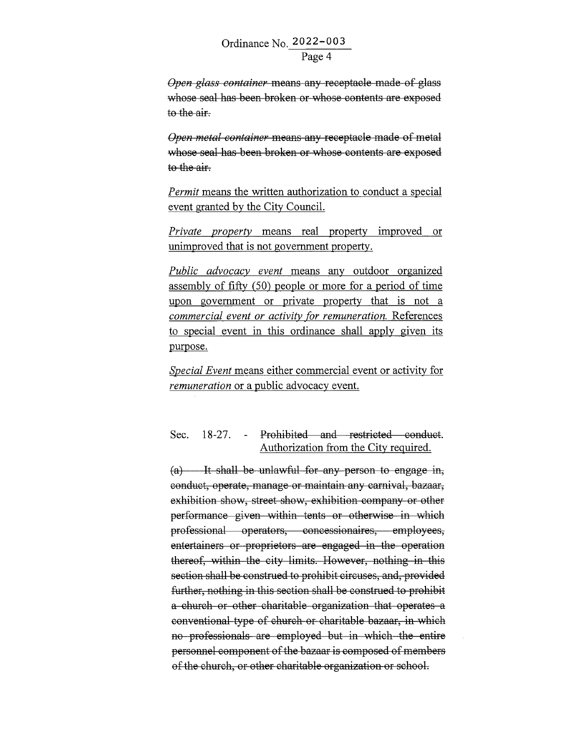Ordinance No. 2022-003

~~*Open glass container* means any receptacle made of glass whose seal has been broken or whose contents are exposed to the air.~~

~~*Open metal container* means any receptacle made of metal whose seal has been broken or whose contents are exposed to the air.~~

<u>*Permit* means the written authorization to conduct a special event granted by the City Council.</u>

<u>*Private property* means real property improved or unimproved that is not government property.</u>

<u>*Public advocacy event* means any outdoor organized assembly of fifty (50) people or more for a period of time upon government or private property that is not a *commercial event or activity for remuneration.* References to special event in this ordinance shall apply given its purpose.</u>

<u>*Special Event* means either commercial event or activity for *remuneration* or a public advocacy event.</u>

Sec. 18-27. - ~~Prohibited and restricted conduct.~~ <u>Authorization from the City required.</u>

~~(a) It shall be unlawful for any person to engage in, conduct, operate, manage or maintain any carnival, bazaar, exhibition show, street show, exhibition company or other performance given within tents or otherwise in which professional operators, concessionaires, employees, entertainers or proprietors are engaged in the operation thereof, within the city limits. However, nothing in this section shall be construed to prohibit circuses, and, provided further, nothing in this section shall be construed to prohibit a church or other charitable organization that operates a conventional type of church or charitable bazaar, in which no professionals are employed but in which the entire personnel component of the bazaar is composed of members of the church, or other charitable organization or school.~~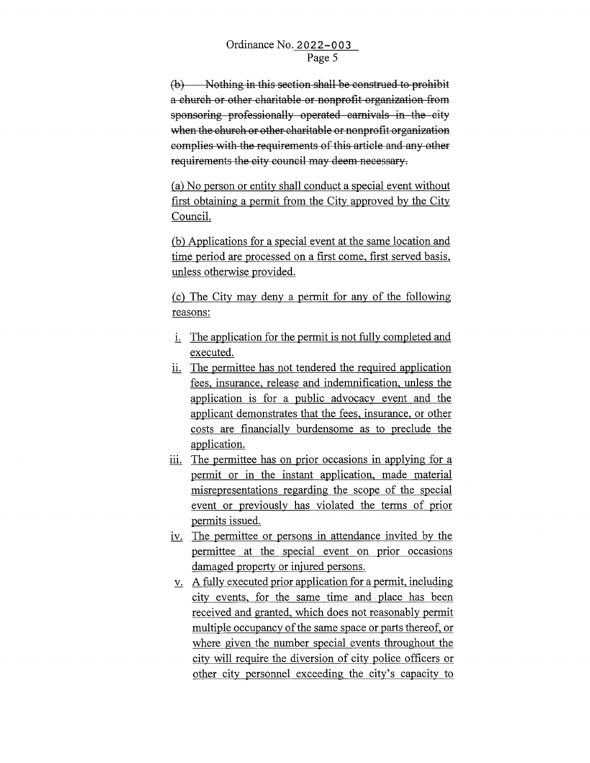~~(b) Nothing in this section shall be construed to prohibit a church or other charitable or nonprofit organization from sponsoring professionally operated carnivals in the city when the church or other charitable or nonprofit organization complies with the requirements of this article and any other requirements the city council may deem necessary.~~

<u>(a) No person or entity shall conduct a special event without first obtaining a permit from the City approved by the City Council.</u>

<u>(b) Applications for a special event at the same location and time period are processed on a first come, first served basis, unless otherwise provided.</u>

<u>(c) The City may deny a permit for any of the following reasons:</u>

<u>i. The application for the permit is not fully completed and executed.</u>

<u>ii. The permittee has not tendered the required application fees, insurance, release and indemnification, unless the application is for a public advocacy event and the applicant demonstrates that the fees, insurance, or other costs are financially burdensome as to preclude the application.</u>

<u>iii. The permittee has on prior occasions in applying for a permit or in the instant application, made material misrepresentations regarding the scope of the special event or previously has violated the terms of prior permits issued.</u>

<u>iv. The permittee or persons in attendance invited by the permittee at the special event on prior occasions damaged property or injured persons.</u>

<u>v. A fully executed prior application for a permit, including city events, for the same time and place has been received and granted, which does not reasonably permit multiple occupancy of the same space or parts thereof, or where given the number special events throughout the city will require the diversion of city police officers or other city personnel exceeding the city's capacity to</u>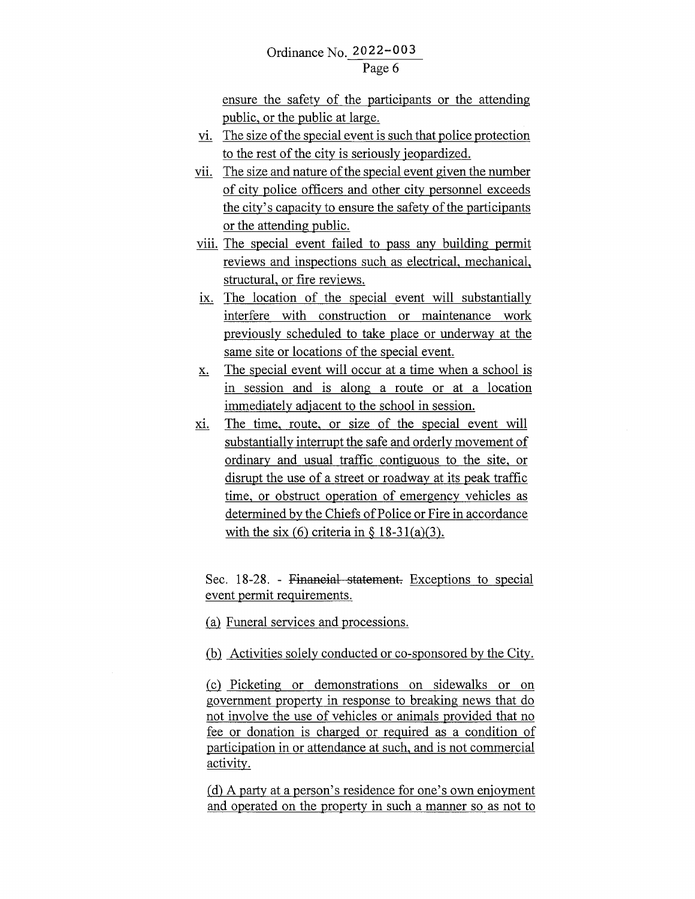ensure the safety of the participants or the attending public, or the public at large.

vi. The size of the special event is such that police protection to the rest of the city is seriously jeopardized.

vii. The size and nature of the special event given the number of city police officers and other city personnel exceeds the city's capacity to ensure the safety of the participants or the attending public.

viii. The special event failed to pass any building permit reviews and inspections such as electrical, mechanical, structural, or fire reviews.

ix. The location of the special event will substantially interfere with construction or maintenance work previously scheduled to take place or underway at the same site or locations of the special event.

x. The special event will occur at a time when a school is in session and is along a route or at a location immediately adjacent to the school in session.

xi. The time, route, or size of the special event will substantially interrupt the safe and orderly movement of ordinary and usual traffic contiguous to the site, or disrupt the use of a street or roadway at its peak traffic time, or obstruct operation of emergency vehicles as determined by the Chiefs of Police or Fire in accordance with the six (6) criteria in § 18-31(a)(3).

Sec. 18-28. - ~~Financial statement.~~ Exceptions to special event permit requirements.

(a) Funeral services and processions.

(b) Activities solely conducted or co-sponsored by the City.

(c) Picketing or demonstrations on sidewalks or on government property in response to breaking news that do not involve the use of vehicles or animals provided that no fee or donation is charged or required as a condition of participation in or attendance at such, and is not commercial activity.

(d) A party at a person's residence for one's own enjoyment and operated on the property in such a manner so as not to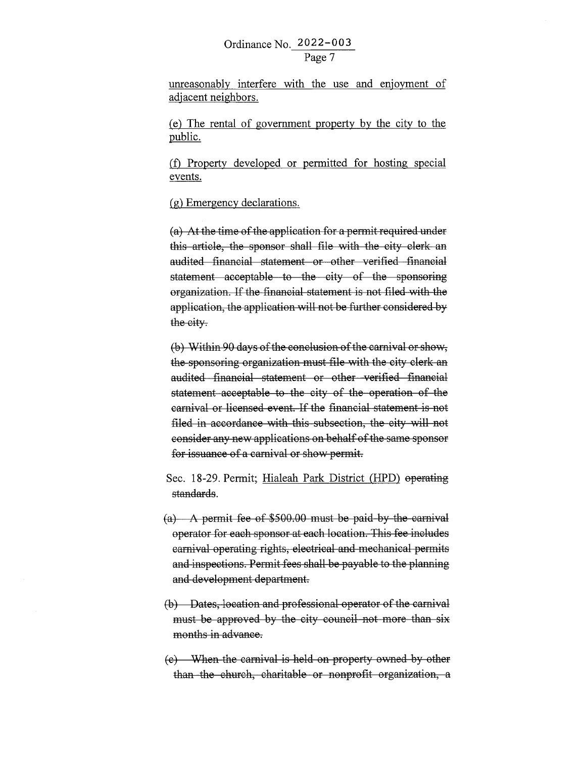unreasonably interfere with the use and enjoyment of adjacent neighbors.

(e) The rental of government property by the city to the public.

(f) Property developed or permitted for hosting special events.

(g) Emergency declarations.

~~(a) At the time of the application for a permit required under this article, the sponsor shall file with the city clerk an audited financial statement or other verified financial statement acceptable to the city of the sponsoring organization. If the financial statement is not filed with the application, the application will not be further considered by the city.~~

~~(b) Within 90 days of the conclusion of the carnival or show, the sponsoring organization must file with the city clerk an audited financial statement or other verified financial statement acceptable to the city of the operation of the carnival or licensed event. If the financial statement is not filed in accordance with this subsection, the city will not consider any new applications on behalf of the same sponsor for issuance of a carnival or show permit.~~

Sec. 18-29. Permit; Hialeah Park District (HPD) ~~operating standards~~.

~~(a) A permit fee of $500.00 must be paid by the carnival operator for each sponsor at each location. This fee includes carnival operating rights, electrical and mechanical permits and inspections. Permit fees shall be payable to the planning and development department.~~

~~(b) Dates, location and professional operator of the carnival must be approved by the city council not more than six months in advance.~~

~~(c) When the carnival is held on property owned by other than the church, charitable or nonprofit organization, a~~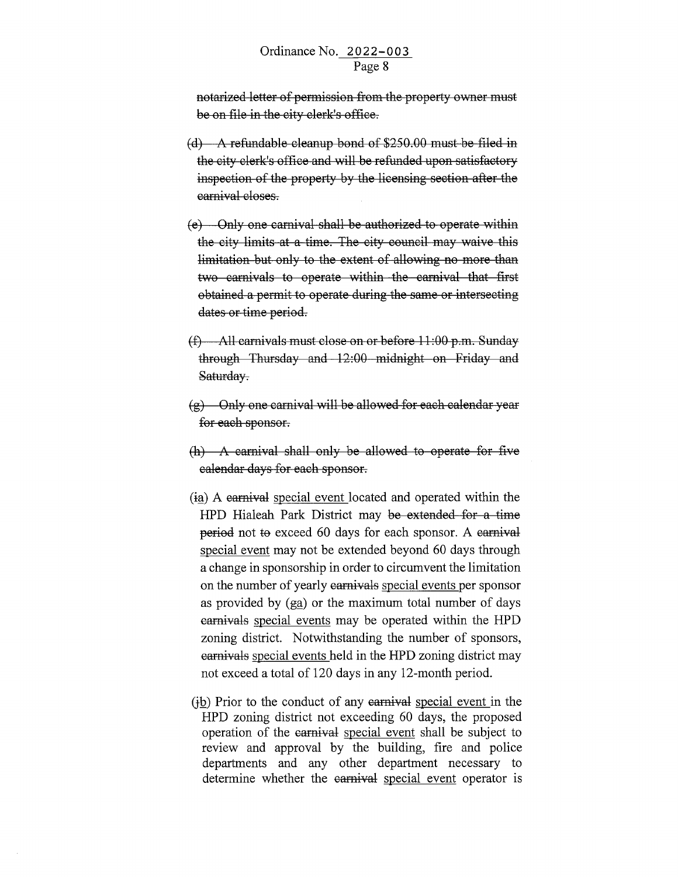~~notarized letter of permission from the property owner must be on file in the city clerk's office.~~

~~(d) A refundable cleanup bond of $250.00 must be filed in the city clerk's office and will be refunded upon satisfactory inspection of the property by the licensing section after the carnival closes.~~

~~(e) Only one carnival shall be authorized to operate within the city limits at a time. The city council may waive this limitation but only to the extent of allowing no more than two carnivals to operate within the carnival that first obtained a permit to operate during the same or intersecting dates or time period.~~

~~(f) All carnivals must close on or before 11:00 p.m. Sunday through Thursday and 12:00 midnight on Friday and Saturday.~~

~~(g) Only one carnival will be allowed for each calendar year for each sponsor.~~

~~(h) A carnival shall only be allowed to operate for five calendar days for each sponsor.~~

(~~i~~<u>a</u>) A ~~carnival~~ <u>special event</u> located and operated within the HPD Hialeah Park District may ~~be extended for a time period~~ not ~~to~~ exceed 60 days for each sponsor. A ~~carnival~~ <u>special event</u> may not be extended beyond 60 days through a change in sponsorship in order to circumvent the limitation on the number of yearly ~~carnivals~~ <u>special events</u> per sponsor as provided by (~~g~~<u>a</u>) or the maximum total number of days ~~carnivals~~ <u>special events</u> may be operated within the HPD zoning district. Notwithstanding the number of sponsors, ~~carnivals~~ <u>special events</u> held in the HPD zoning district may not exceed a total of 120 days in any 12-month period.

(~~j~~<u>b</u>) Prior to the conduct of any ~~carnival~~ <u>special event</u> in the HPD zoning district not exceeding 60 days, the proposed operation of the ~~carnival~~ <u>special event</u> shall be subject to review and approval by the building, fire and police departments and any other department necessary to determine whether the ~~carnival~~ <u>special event</u> operator is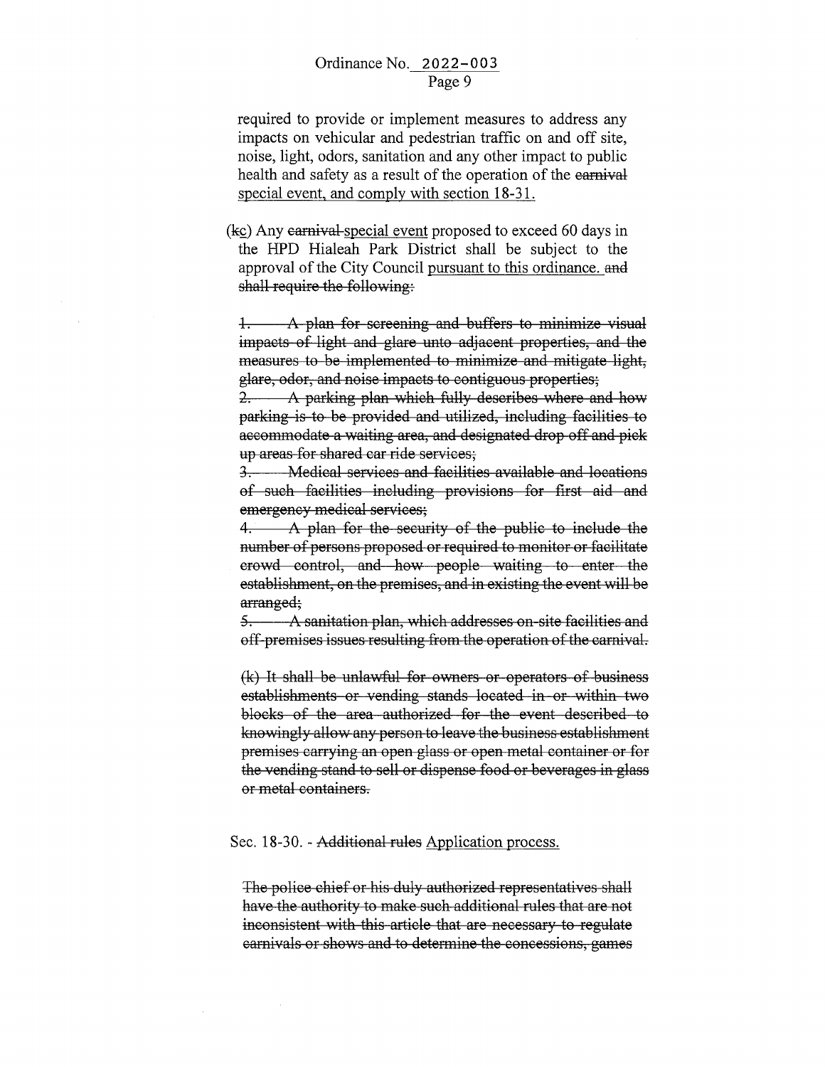required to provide or implement measures to address any impacts on vehicular and pedestrian traffic on and off site, noise, light, odors, sanitation and any other impact to public health and safety as a result of the operation of the ~~carnival~~ <u>special event, and comply with section 18-31.</u>

(~~k~~<u>c</u>) Any ~~carnival~~ <u>special event</u> proposed to exceed 60 days in the HPD Hialeah Park District shall be subject to the approval of the City Council <u>pursuant to this ordinance.</u> ~~and shall require the following:~~

~~1. A plan for screening and buffers to minimize visual impacts of light and glare unto adjacent properties, and the measures to be implemented to minimize and mitigate light, glare, odor, and noise impacts to contiguous properties;~~
~~2. A parking plan which fully describes where and how parking is to be provided and utilized, including facilities to accommodate a waiting area, and designated drop off and pick up areas for shared car ride services;~~
~~3. Medical services and facilities available and locations of such facilities including provisions for first aid and emergency medical services;~~
~~4. A plan for the security of the public to include the number of persons proposed or required to monitor or facilitate crowd control, and how people waiting to enter the establishment, on the premises, and in existing the event will be arranged;~~
~~5. A sanitation plan, which addresses on-site facilities and off-premises issues resulting from the operation of the carnival.~~

~~(k) It shall be unlawful for owners or operators of business establishments or vending stands located in or within two blocks of the area authorized for the event described to knowingly allow any person to leave the business establishment premises carrying an open glass or open metal container or for the vending stand to sell or dispense food or beverages in glass or metal containers.~~

Sec. 18-30. - ~~Additional rules~~ <u>Application process.</u>

~~The police chief or his duly authorized representatives shall have the authority to make such additional rules that are not inconsistent with this article that are necessary to regulate carnivals or shows and to determine the concessions, games~~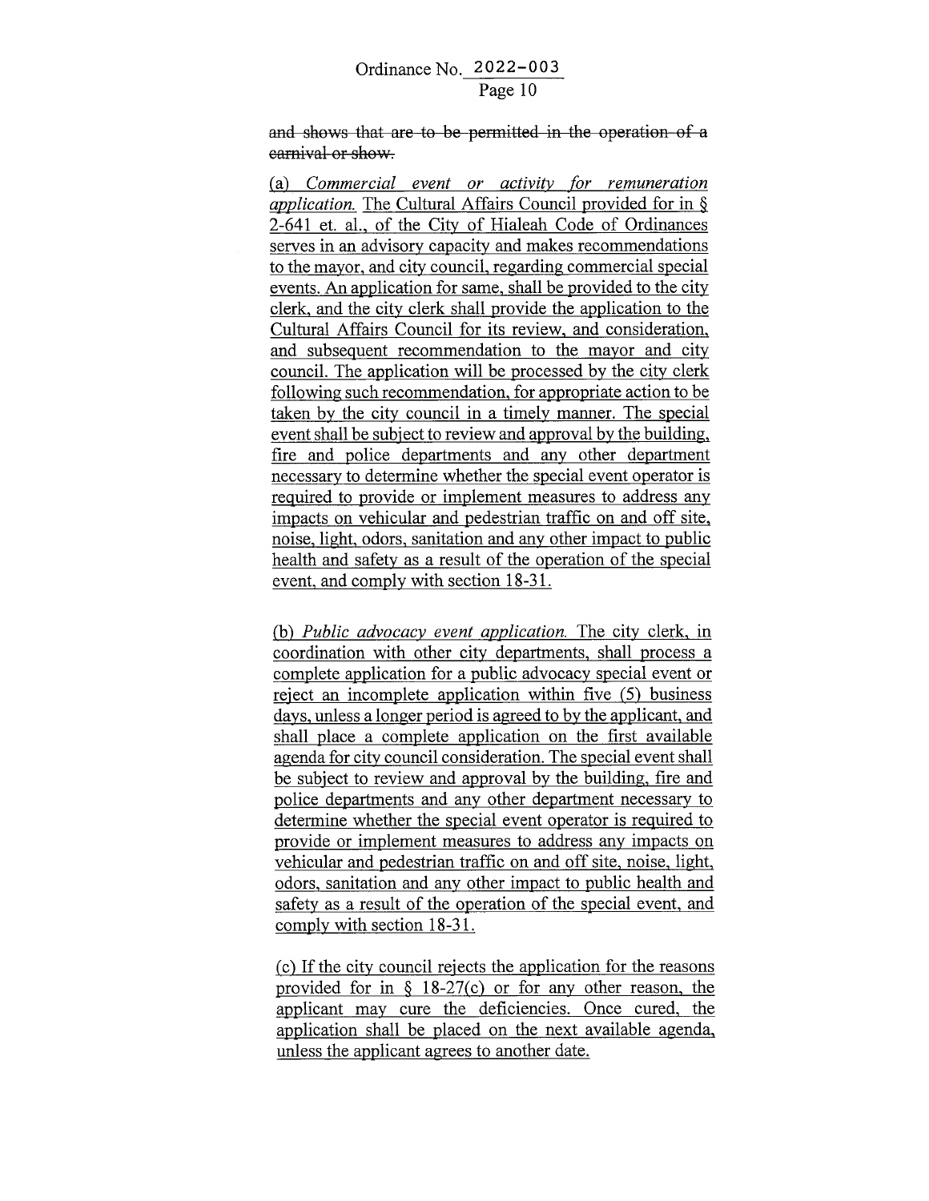~~and shows that are to be permitted in the operation of a carnival or show.~~

<u>(a) *Commercial event or activity for remuneration application.* The Cultural Affairs Council provided for in § 2-641 et. al., of the City of Hialeah Code of Ordinances serves in an advisory capacity and makes recommendations to the mayor, and city council, regarding commercial special events. An application for same, shall be provided to the city clerk, and the city clerk shall provide the application to the Cultural Affairs Council for its review, and consideration, and subsequent recommendation to the mayor and city council. The application will be processed by the city clerk following such recommendation, for appropriate action to be taken by the city council in a timely manner. The special event shall be subject to review and approval by the building, fire and police departments and any other department necessary to determine whether the special event operator is required to provide or implement measures to address any impacts on vehicular and pedestrian traffic on and off site, noise, light, odors, sanitation and any other impact to public health and safety as a result of the operation of the special event, and comply with section 18-31.</u>

<u>(b) *Public advocacy event application.* The city clerk, in coordination with other city departments, shall process a complete application for a public advocacy special event or reject an incomplete application within five (5) business days, unless a longer period is agreed to by the applicant, and shall place a complete application on the first available agenda for city council consideration. The special event shall be subject to review and approval by the building, fire and police departments and any other department necessary to determine whether the special event operator is required to provide or implement measures to address any impacts on vehicular and pedestrian traffic on and off site, noise, light, odors, sanitation and any other impact to public health and safety as a result of the operation of the special event, and comply with section 18-31.</u>

<u>(c) If the city council rejects the application for the reasons provided for in § 18-27(c) or for any other reason, the applicant may cure the deficiencies. Once cured, the application shall be placed on the next available agenda, unless the applicant agrees to another date.</u>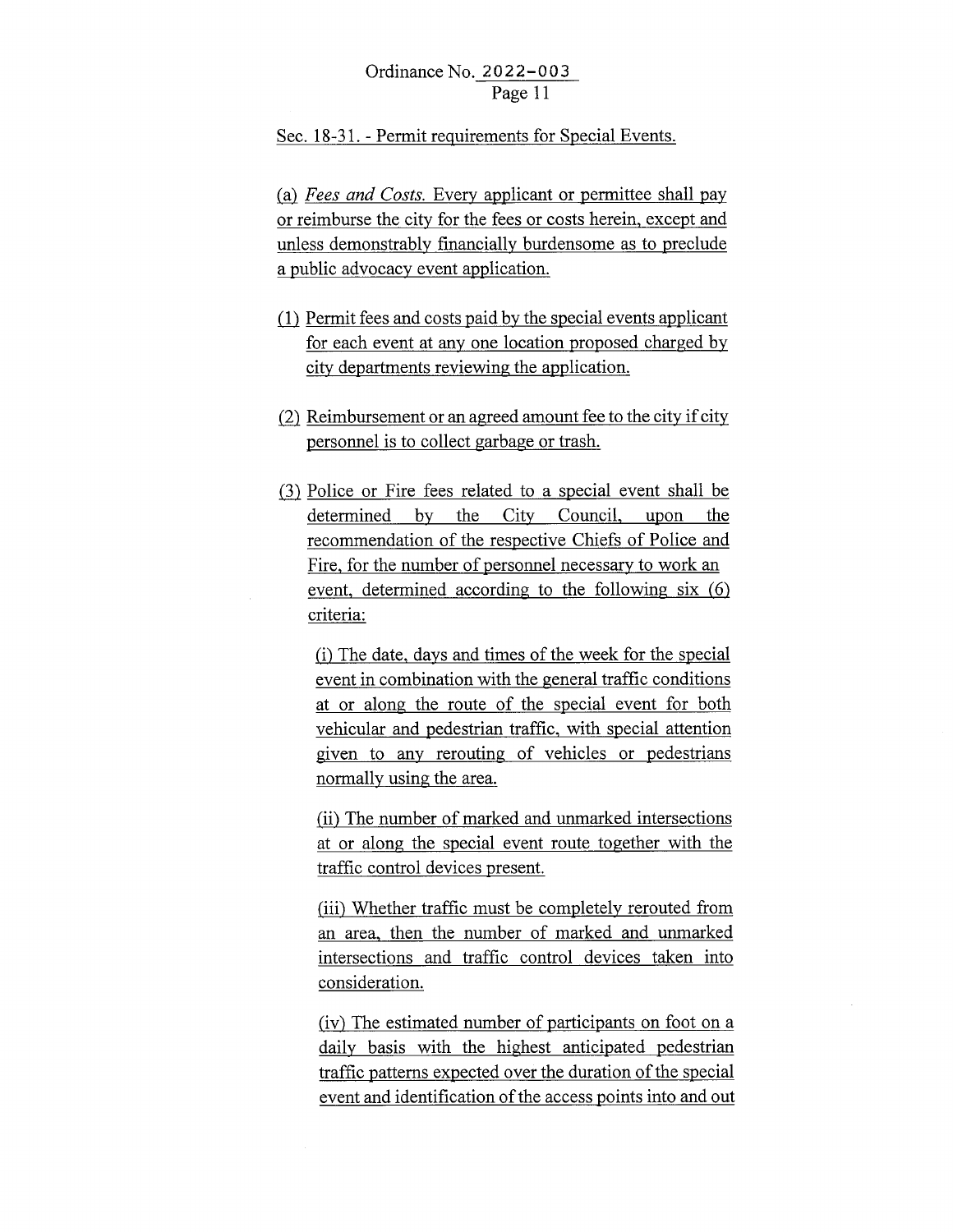Sec. 18-31. - Permit requirements for Special Events.

(a) *Fees and Costs.* Every applicant or permittee shall pay or reimburse the city for the fees or costs herein, except and unless demonstrably financially burdensome as to preclude a public advocacy event application.

(1) Permit fees and costs paid by the special events applicant for each event at any one location proposed charged by city departments reviewing the application.

(2) Reimbursement or an agreed amount fee to the city if city personnel is to collect garbage or trash.

(3) Police or Fire fees related to a special event shall be determined by the City Council, upon the recommendation of the respective Chiefs of Police and Fire, for the number of personnel necessary to work an event, determined according to the following six (6) criteria:

(i) The date, days and times of the week for the special event in combination with the general traffic conditions at or along the route of the special event for both vehicular and pedestrian traffic, with special attention given to any rerouting of vehicles or pedestrians normally using the area.

(ii) The number of marked and unmarked intersections at or along the special event route together with the traffic control devices present.

(iii) Whether traffic must be completely rerouted from an area, then the number of marked and unmarked intersections and traffic control devices taken into consideration.

(iv) The estimated number of participants on foot on a daily basis with the highest anticipated pedestrian traffic patterns expected over the duration of the special event and identification of the access points into and out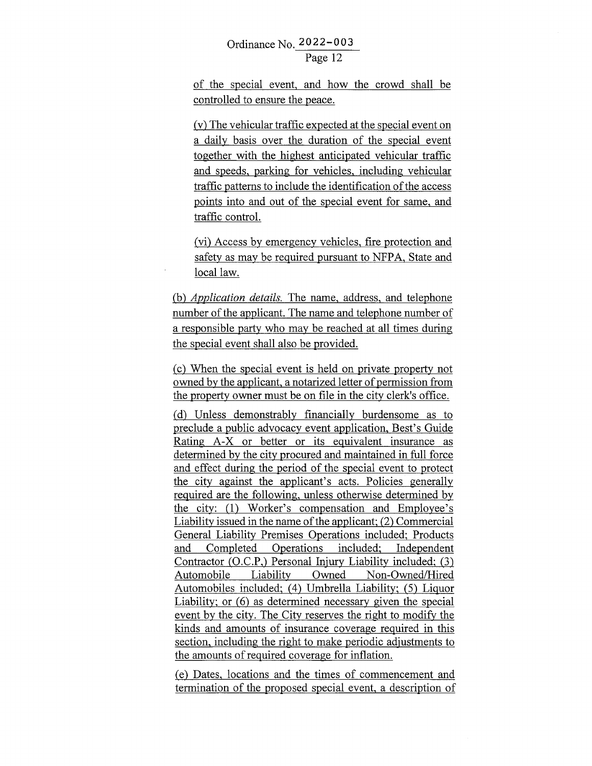of the special event, and how the crowd shall be controlled to ensure the peace.

(v) The vehicular traffic expected at the special event on a daily basis over the duration of the special event together with the highest anticipated vehicular traffic and speeds, parking for vehicles, including vehicular traffic patterns to include the identification of the access points into and out of the special event for same, and traffic control.

(vi) Access by emergency vehicles, fire protection and safety as may be required pursuant to NFPA, State and local law.

(b) *Application details.* The name, address, and telephone number of the applicant. The name and telephone number of a responsible party who may be reached at all times during the special event shall also be provided.

(c) When the special event is held on private property not owned by the applicant, a notarized letter of permission from the property owner must be on file in the city clerk's office.

(d) Unless demonstrably financially burdensome as to preclude a public advocacy event application, Best's Guide Rating A-X or better or its equivalent insurance as determined by the city procured and maintained in full force and effect during the period of the special event to protect the city against the applicant's acts. Policies generally required are the following, unless otherwise determined by the city: (1) Worker's compensation and Employee's Liability issued in the name of the applicant; (2) Commercial General Liability Premises Operations included; Products and Completed Operations included; Independent Contractor (O.C.P,) Personal Injury Liability included; (3) Automobile Liability Owned Non-Owned/Hired Automobiles included; (4) Umbrella Liability; (5) Liquor Liability; or (6) as determined necessary given the special event by the city. The City reserves the right to modify the kinds and amounts of insurance coverage required in this section, including the right to make periodic adjustments to the amounts of required coverage for inflation.

(e) Dates, locations and the times of commencement and termination of the proposed special event, a description of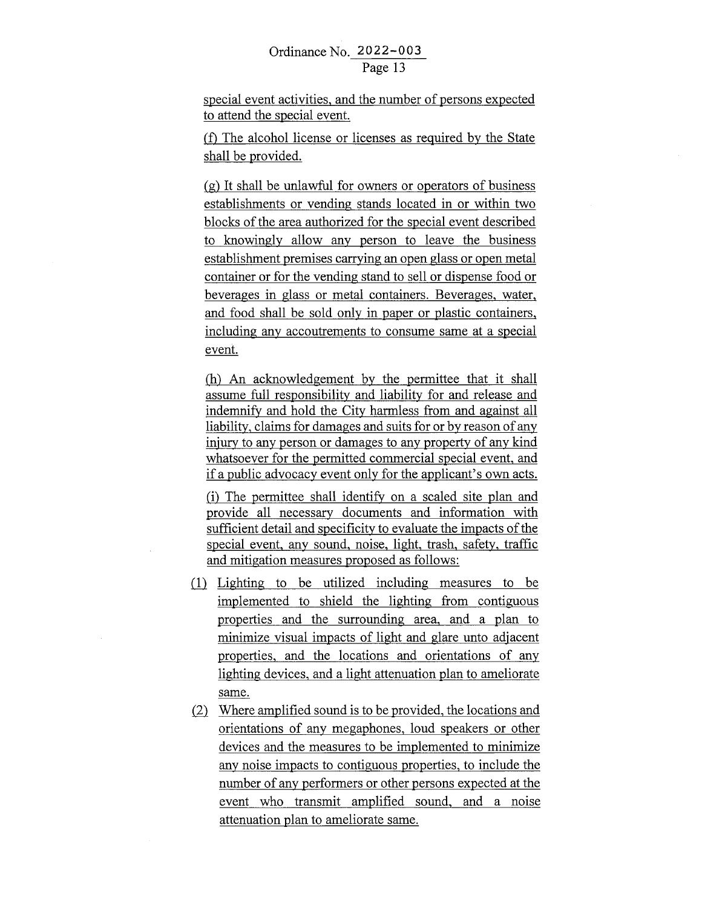special event activities, and the number of persons expected to attend the special event.

(f) The alcohol license or licenses as required by the State shall be provided.

(g) It shall be unlawful for owners or operators of business establishments or vending stands located in or within two blocks of the area authorized for the special event described to knowingly allow any person to leave the business establishment premises carrying an open glass or open metal container or for the vending stand to sell or dispense food or beverages in glass or metal containers. Beverages, water, and food shall be sold only in paper or plastic containers, including any accoutrements to consume same at a special event.

(h) An acknowledgement by the permittee that it shall assume full responsibility and liability for and release and indemnify and hold the City harmless from and against all liability, claims for damages and suits for or by reason of any injury to any person or damages to any property of any kind whatsoever for the permitted commercial special event, and if a public advocacy event only for the applicant's own acts.

(i) The permittee shall identify on a scaled site plan and provide all necessary documents and information with sufficient detail and specificity to evaluate the impacts of the special event, any sound, noise, light, trash, safety, traffic and mitigation measures proposed as follows:

(1) Lighting to be utilized including measures to be implemented to shield the lighting from contiguous properties and the surrounding area, and a plan to minimize visual impacts of light and glare unto adjacent properties, and the locations and orientations of any lighting devices, and a light attenuation plan to ameliorate same.

(2) Where amplified sound is to be provided, the locations and orientations of any megaphones, loud speakers or other devices and the measures to be implemented to minimize any noise impacts to contiguous properties, to include the number of any performers or other persons expected at the event who transmit amplified sound, and a noise attenuation plan to ameliorate same.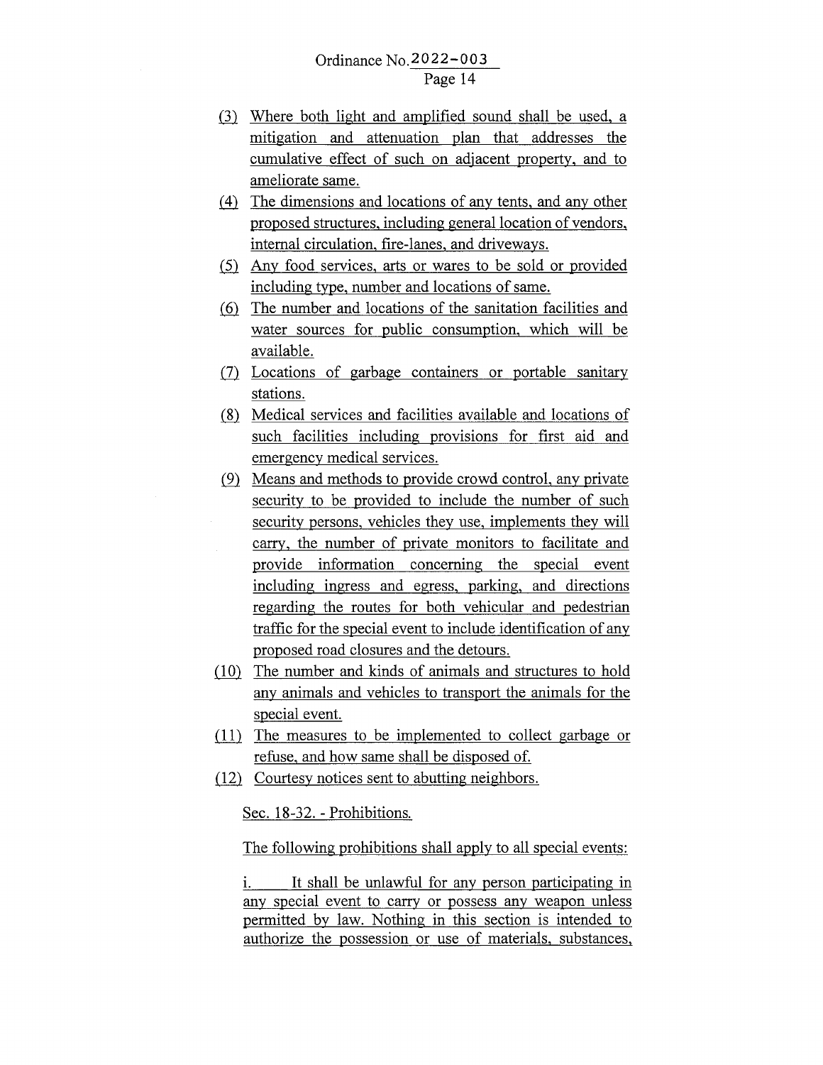(3) Where both light and amplified sound shall be used, a mitigation and attenuation plan that addresses the cumulative effect of such on adjacent property, and to ameliorate same.

(4) The dimensions and locations of any tents, and any other proposed structures, including general location of vendors, internal circulation, fire-lanes, and driveways.

(5) Any food services, arts or wares to be sold or provided including type, number and locations of same.

(6) The number and locations of the sanitation facilities and water sources for public consumption, which will be available.

(7) Locations of garbage containers or portable sanitary stations.

(8) Medical services and facilities available and locations of such facilities including provisions for first aid and emergency medical services.

(9) Means and methods to provide crowd control, any private security to be provided to include the number of such security persons, vehicles they use, implements they will carry, the number of private monitors to facilitate and provide information concerning the special event including ingress and egress, parking, and directions regarding the routes for both vehicular and pedestrian traffic for the special event to include identification of any proposed road closures and the detours.

(10) The number and kinds of animals and structures to hold any animals and vehicles to transport the animals for the special event.

(11) The measures to be implemented to collect garbage or refuse, and how same shall be disposed of.

(12) Courtesy notices sent to abutting neighbors.

Sec. 18-32. - Prohibitions.

The following prohibitions shall apply to all special events:

i. It shall be unlawful for any person participating in any special event to carry or possess any weapon unless permitted by law. Nothing in this section is intended to authorize the possession or use of materials, substances,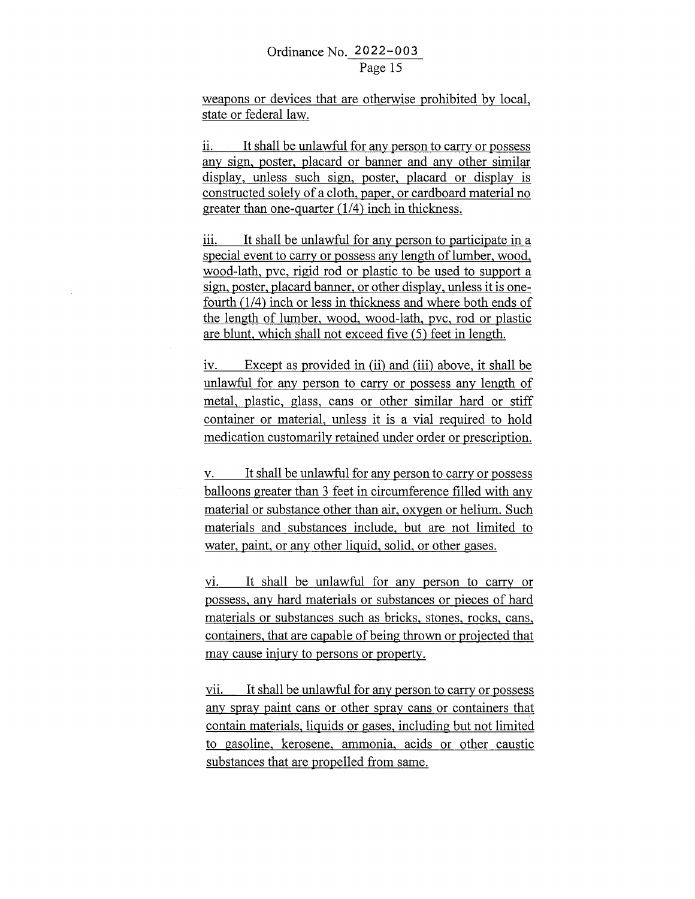weapons or devices that are otherwise prohibited by local, state or federal law.

ii. It shall be unlawful for any person to carry or possess any sign, poster, placard or banner and any other similar display, unless such sign, poster, placard or display is constructed solely of a cloth, paper, or cardboard material no greater than one-quarter (1/4) inch in thickness.

iii. It shall be unlawful for any person to participate in a special event to carry or possess any length of lumber, wood, wood-lath, pvc, rigid rod or plastic to be used to support a sign, poster, placard banner, or other display, unless it is one-fourth (1/4) inch or less in thickness and where both ends of the length of lumber, wood, wood-lath, pvc, rod or plastic are blunt, which shall not exceed five (5) feet in length.

iv. Except as provided in (ii) and (iii) above, it shall be unlawful for any person to carry or possess any length of metal, plastic, glass, cans or other similar hard or stiff container or material, unless it is a vial required to hold medication customarily retained under order or prescription.

v. It shall be unlawful for any person to carry or possess balloons greater than 3 feet in circumference filled with any material or substance other than air, oxygen or helium. Such materials and substances include, but are not limited to water, paint, or any other liquid, solid, or other gases.

vi. It shall be unlawful for any person to carry or possess, any hard materials or substances or pieces of hard materials or substances such as bricks, stones, rocks, cans, containers, that are capable of being thrown or projected that may cause injury to persons or property.

vii. It shall be unlawful for any person to carry or possess any spray paint cans or other spray cans or containers that contain materials, liquids or gases, including but not limited to gasoline, kerosene, ammonia, acids or other caustic substances that are propelled from same.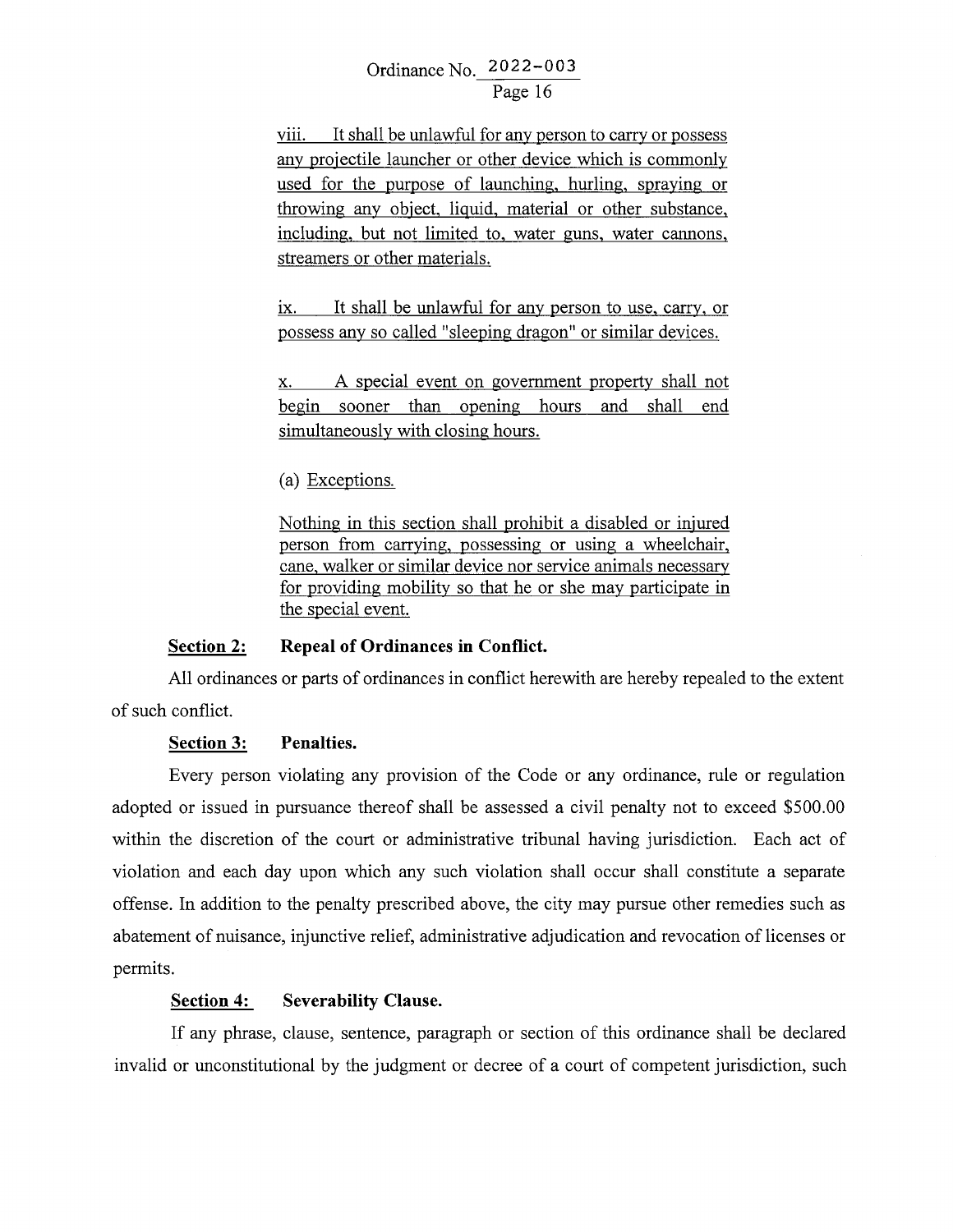viii. It shall be unlawful for any person to carry or possess any projectile launcher or other device which is commonly used for the purpose of launching, hurling, spraying or throwing any object, liquid, material or other substance, including, but not limited to, water guns, water cannons, streamers or other materials.

ix. It shall be unlawful for any person to use, carry, or possess any so called "sleeping dragon" or similar devices.

x. A special event on government property shall not begin sooner than opening hours and shall end simultaneously with closing hours.

(a) Exceptions.

Nothing in this section shall prohibit a disabled or injured person from carrying, possessing or using a wheelchair, cane, walker or similar device nor service animals necessary for providing mobility so that he or she may participate in the special event.

**Section 2: Repeal of Ordinances in Conflict.**

All ordinances or parts of ordinances in conflict herewith are hereby repealed to the extent of such conflict.

**Section 3: Penalties.**

Every person violating any provision of the Code or any ordinance, rule or regulation adopted or issued in pursuance thereof shall be assessed a civil penalty not to exceed $500.00 within the discretion of the court or administrative tribunal having jurisdiction. Each act of violation and each day upon which any such violation shall occur shall constitute a separate offense. In addition to the penalty prescribed above, the city may pursue other remedies such as abatement of nuisance, injunctive relief, administrative adjudication and revocation of licenses or permits.

**Section 4: Severability Clause.**

If any phrase, clause, sentence, paragraph or section of this ordinance shall be declared invalid or unconstitutional by the judgment or decree of a court of competent jurisdiction, such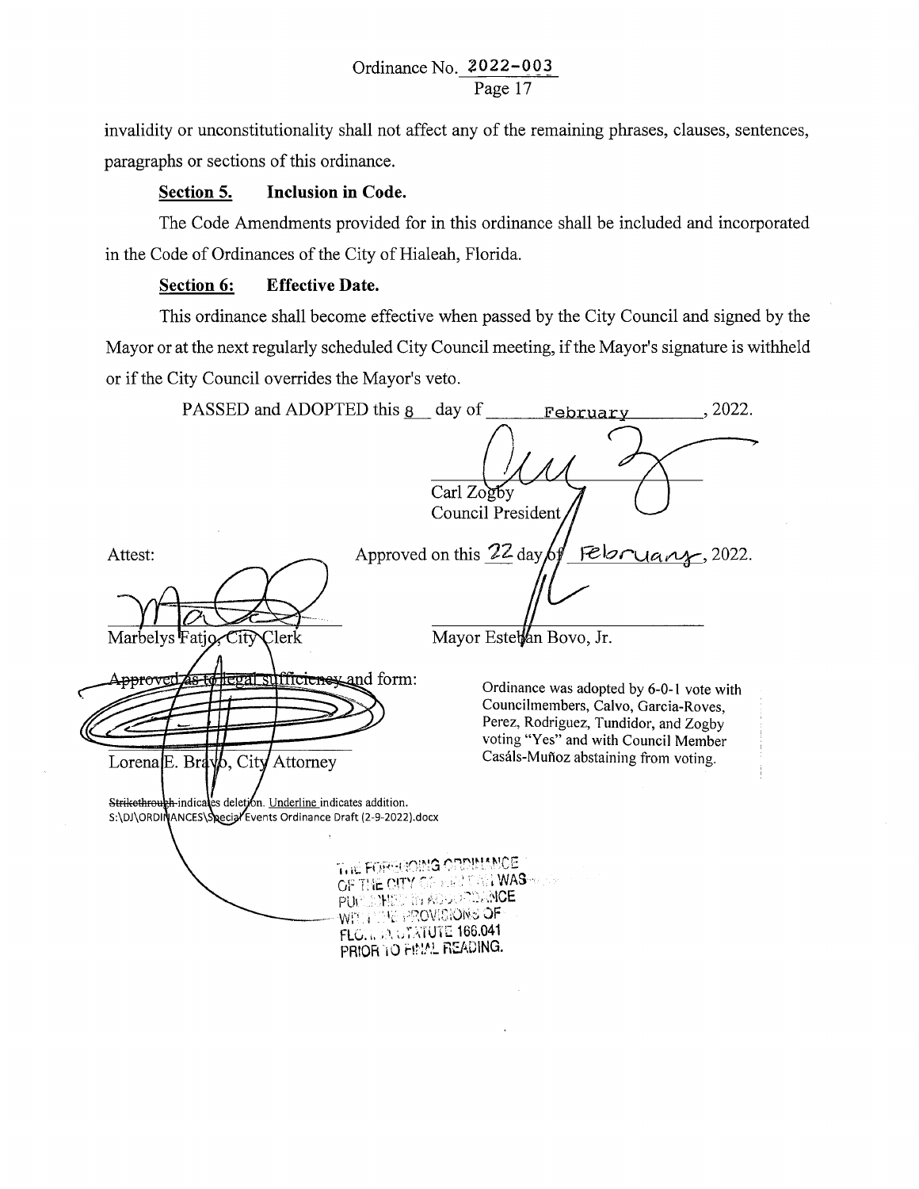invalidity or unconstitutionality shall not affect any of the remaining phrases, clauses, sentences, paragraphs or sections of this ordinance.

**Section 5. Inclusion in Code.**

The Code Amendments provided for in this ordinance shall be included and incorporated in the Code of Ordinances of the City of Hialeah, Florida.

**Section 6: Effective Date.**

This ordinance shall become effective when passed by the City Council and signed by the Mayor or at the next regularly scheduled City Council meeting, if the Mayor's signature is withheld or if the City Council overrides the Mayor's veto.

PASSED and ADOPTED this 8 day of February, 2022.

Carl Zogby
Council President

Attest:

Approved on this 22 day of February, 2022.

Marbelys Fatjo, City Clerk

Mayor Esteban Bovo, Jr.

Approved as to legal sufficiency and form:

Lorena E. Bravo, City Attorney

Ordinance was adopted by 6-0-1 vote with Councilmembers, Calvo, Garcia-Roves, Perez, Rodriguez, Tundidor, and Zogby voting "Yes" and with Council Member Casáls-Muñoz abstaining from voting.

~~Strikethrough~~ indicates deletion. Underline indicates addition.
S:\DJ\ORDINANCES\Special Events Ordinance Draft (2-9-2022).docx

THE FOREGOING ORDINANCE OF THE CITY OF HIALEAH WAS PUBLISHED IN ACCORDANCE WITH THE PROVISIONS OF FLORIDA STATUTE 166.041 PRIOR TO FINAL READING.